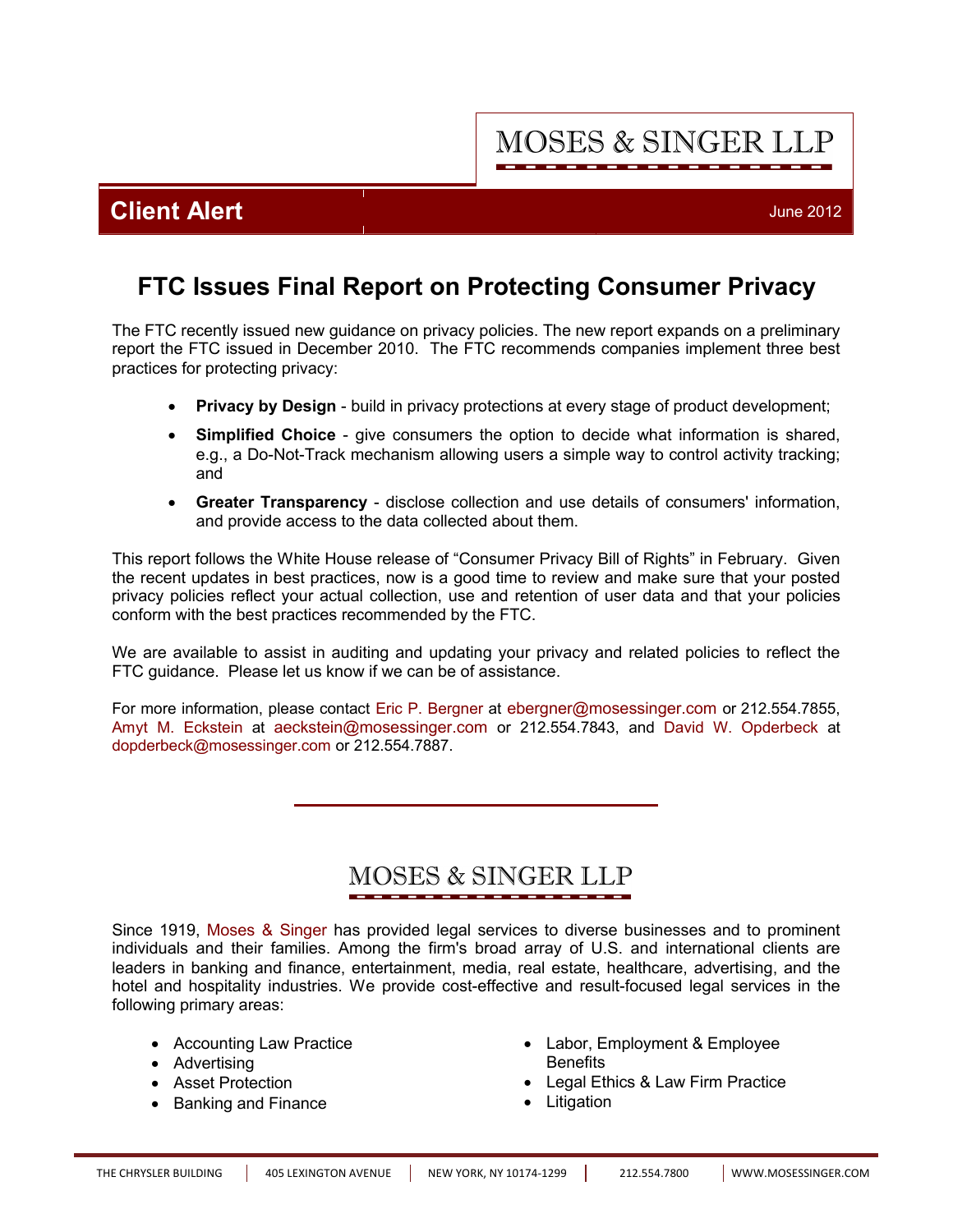MOSES & SINGER LLP

**Client Alert** June 2012

# FTC Issues Final Report on Protecting Consumer Privacy

The FTC recently issued new guidance on privacy policies. The new report expands on a preliminary report the FTC issued in December 2010. The FTC recommends companies implement three best practices for protecting privacy:

- **Privacy by Design** - build in privacy protections at every stage of product development;
- **Simplified Choice** - give consumers the option to decide what information is shared, e.g., a Do-Not-Track mechanism allowing users a simple way to control activity tracking; and
- **Greater Transparency** - disclose collection and use details of consumers' information, and provide access to the data collected about them.

This report follows the White House release of "Consumer Privacy Bill of Rights" in February. Given the recent updates in best practices, now is a good time to review and make sure that your posted privacy policies reflect your actual collection, use and retention of user data and that your policies conform with the best practices recommended by the FTC.

We are available to assist in auditing and updating your privacy and related policies to reflect the FTC guidance. Please let us know if we can be of assistance.

For more information, please contact Eric P. Bergner at ebergner@mosessinger.com or 212.554.7855, Amyt M. Eckstein at aeckstein@mosessinger.com or 212.554.7843, and David W. Opderbeck at dopderbeck@mosessinger.com or 212.554.7887.

---

MOSES & SINGER LLP

Since 1919, Moses & Singer has provided legal services to diverse businesses and to prominent individuals and their families. Among the firm's broad array of U.S. and international clients are leaders in banking and finance, entertainment, media, real estate, healthcare, advertising, and the hotel and hospitality industries. We provide cost-effective and result-focused legal services in the following primary areas:

- Accounting Law Practice
- Advertising
- Asset Protection
- Banking and Finance
- Labor, Employment & Employee Benefits
- Legal Ethics & Law Firm Practice
- Litigation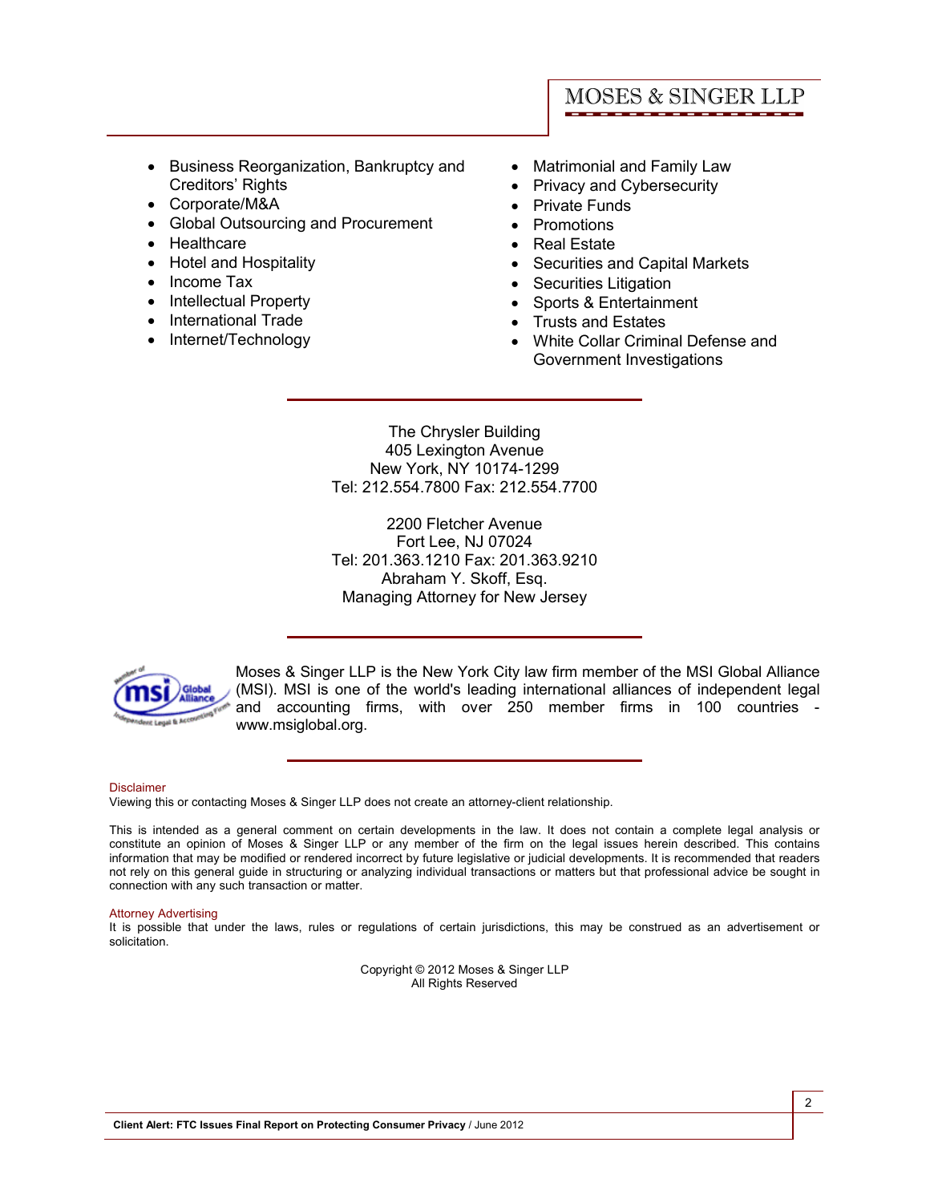- Business Reorganization, Bankruptcy and Creditors' Rights
- Corporate/M&A
- Global Outsourcing and Procurement
- Healthcare
- Hotel and Hospitality
- Income Tax
- Intellectual Property
- International Trade
- Internet/Technology
- Matrimonial and Family Law
- Privacy and Cybersecurity
- Private Funds
- Promotions
- Real Estate
- Securities and Capital Markets
- Securities Litigation
- Sports & Entertainment
- Trusts and Estates
- White Collar Criminal Defense and Government Investigations

---

The Chrysler Building
405 Lexington Avenue
New York, NY 10174-1299
Tel: 212.554.7800 Fax: 212.554.7700

2200 Fletcher Avenue
Fort Lee, NJ 07024
Tel: 201.363.1210 Fax: 201.363.9210
Abraham Y. Skoff, Esq.
Managing Attorney for New Jersey

---

Moses & Singer LLP is the New York City law firm member of the MSI Global Alliance (MSI). MSI is one of the world's leading international alliances of independent legal and accounting firms, with over 250 member firms in 100 countries - www.msiglobal.org.

---

Disclaimer

Viewing this or contacting Moses & Singer LLP does not create an attorney-client relationship.

This is intended as a general comment on certain developments in the law. It does not contain a complete legal analysis or constitute an opinion of Moses & Singer LLP or any member of the firm on the legal issues herein described. This contains information that may be modified or rendered incorrect by future legislative or judicial developments. It is recommended that readers not rely on this general guide in structuring or analyzing individual transactions or matters but that professional advice be sought in connection with any such transaction or matter.

Attorney Advertising

It is possible that under the laws, rules or regulations of certain jurisdictions, this may be construed as an advertisement or solicitation.

Copyright © 2012 Moses & Singer LLP
All Rights Reserved